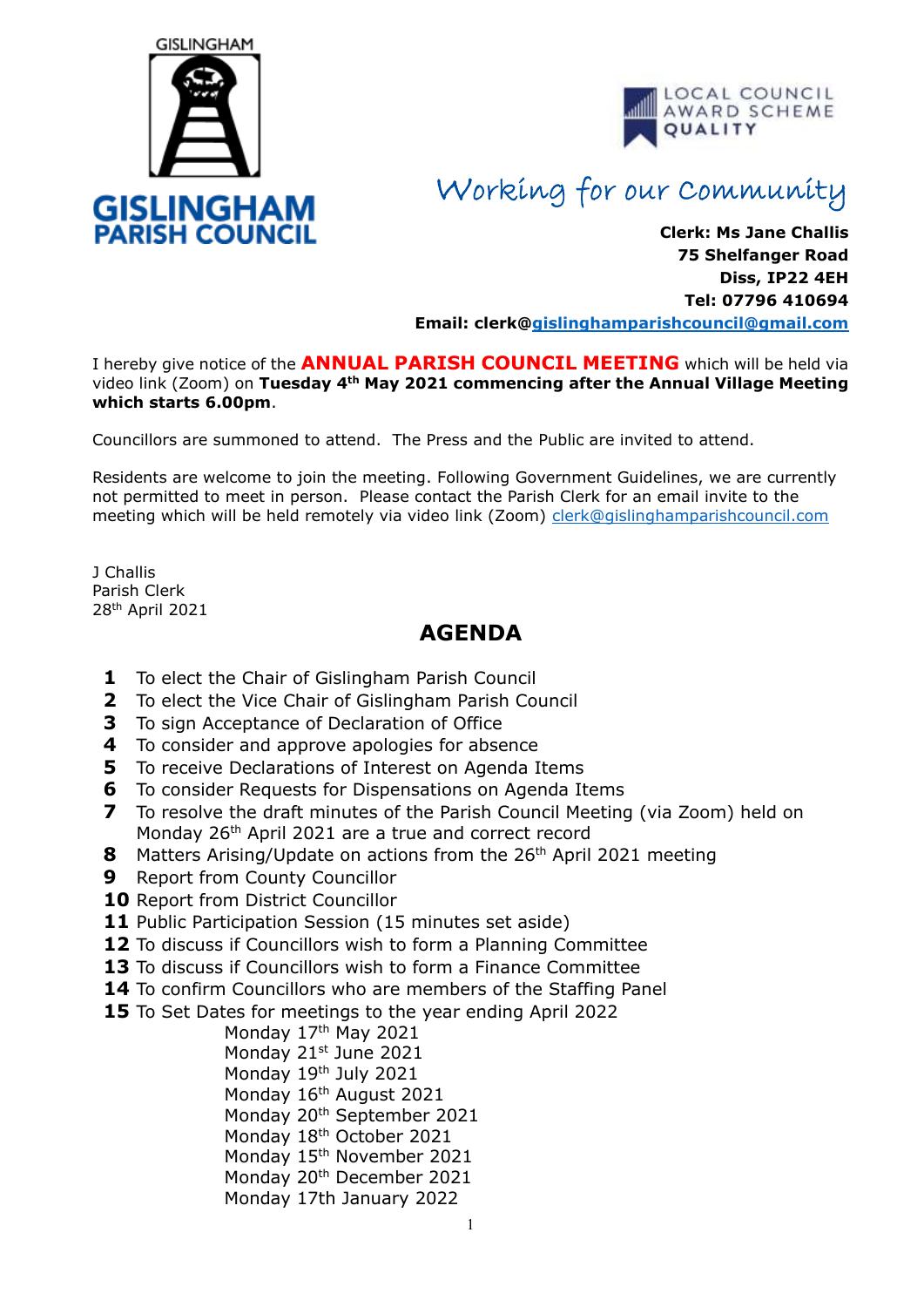GISLINGHAM

**GISLINGHAM PARISH COUNCIL**

LOCAL COUNCIL AWARD SCHEME QUALITY

*Working for our Community*

**Clerk: Ms Jane Challis**
**75 Shelfanger Road**
**Diss, IP22 4EH**
**Tel: 07796 410694**
**Email: clerk@gislinghamparishcouncil@gmail.com**

I hereby give notice of the **ANNUAL PARISH COUNCIL MEETING** which will be held via video link (Zoom) on **Tuesday 4th May 2021 commencing after the Annual Village Meeting which starts 6.00pm**.

Councillors are summoned to attend. The Press and the Public are invited to attend.

Residents are welcome to join the meeting. Following Government Guidelines, we are currently not permitted to meet in person. Please contact the Parish Clerk for an email invite to the meeting which will be held remotely via video link (Zoom) clerk@gislinghamparishcouncil.com

J Challis
Parish Clerk
28th April 2021

# AGENDA

1. To elect the Chair of Gislingham Parish Council
2. To elect the Vice Chair of Gislingham Parish Council
3. To sign Acceptance of Declaration of Office
4. To consider and approve apologies for absence
5. To receive Declarations of Interest on Agenda Items
6. To consider Requests for Dispensations on Agenda Items
7. To resolve the draft minutes of the Parish Council Meeting (via Zoom) held on Monday 26th April 2021 are a true and correct record
8. Matters Arising/Update on actions from the 26th April 2021 meeting
9. Report from County Councillor
10. Report from District Councillor
11. Public Participation Session (15 minutes set aside)
12. To discuss if Councillors wish to form a Planning Committee
13. To discuss if Councillors wish to form a Finance Committee
14. To confirm Councillors who are members of the Staffing Panel
15. To Set Dates for meetings to the year ending April 2022
    - Monday 17th May 2021
    - Monday 21st June 2021
    - Monday 19th July 2021
    - Monday 16th August 2021
    - Monday 20th September 2021
    - Monday 18th October 2021
    - Monday 15th November 2021
    - Monday 20th December 2021
    - Monday 17th January 2022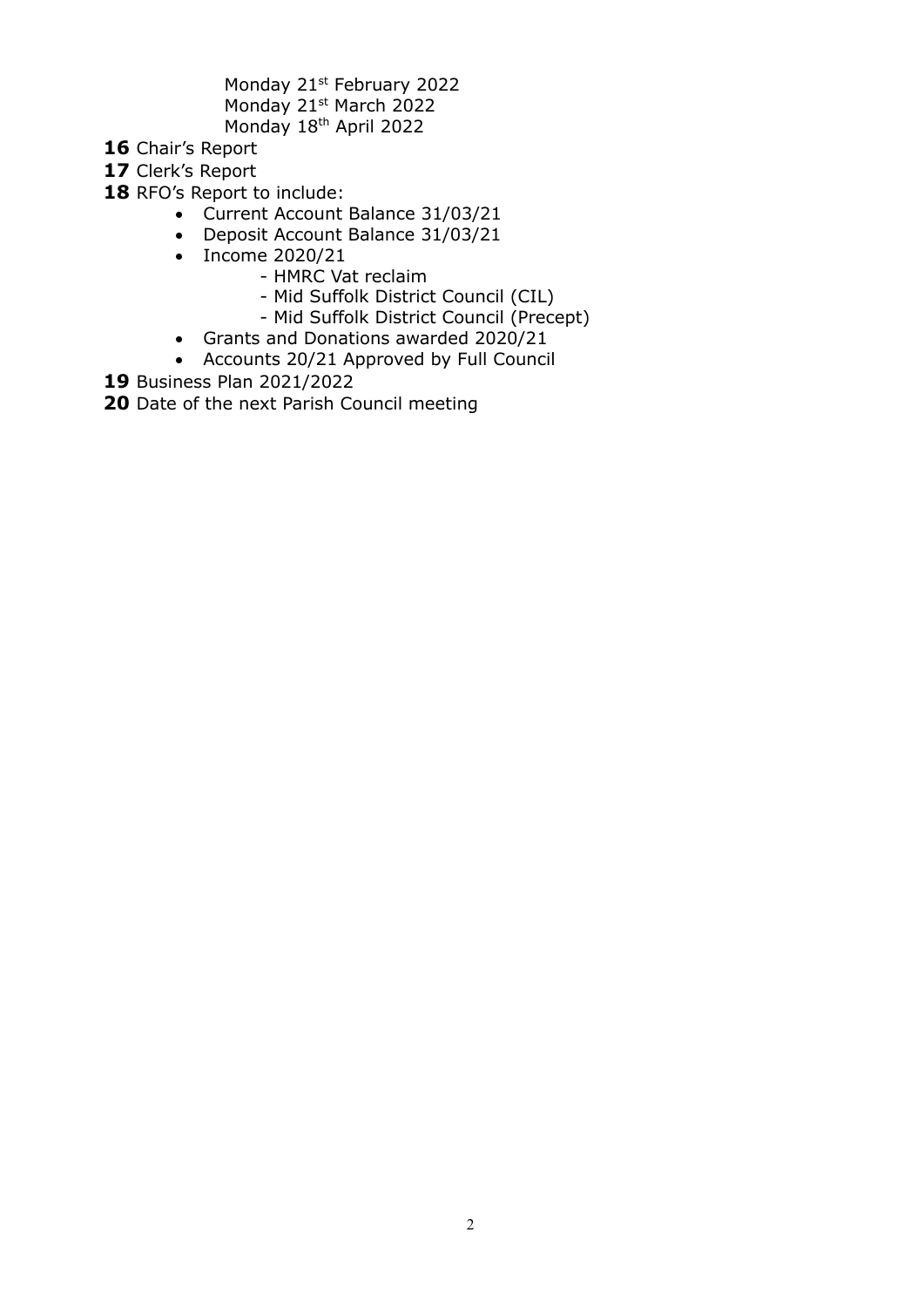Monday 21st February 2022
Monday 21st March 2022
Monday 18th April 2022

**16** Chair's Report

**17** Clerk's Report

**18** RFO's Report to include:

- Current Account Balance 31/03/21
- Deposit Account Balance 31/03/21
- Income 2020/21
  - HMRC Vat reclaim
  - Mid Suffolk District Council (CIL)
  - Mid Suffolk District Council (Precept)
- Grants and Donations awarded 2020/21
- Accounts 20/21 Approved by Full Council

**19** Business Plan 2021/2022

**20** Date of the next Parish Council meeting